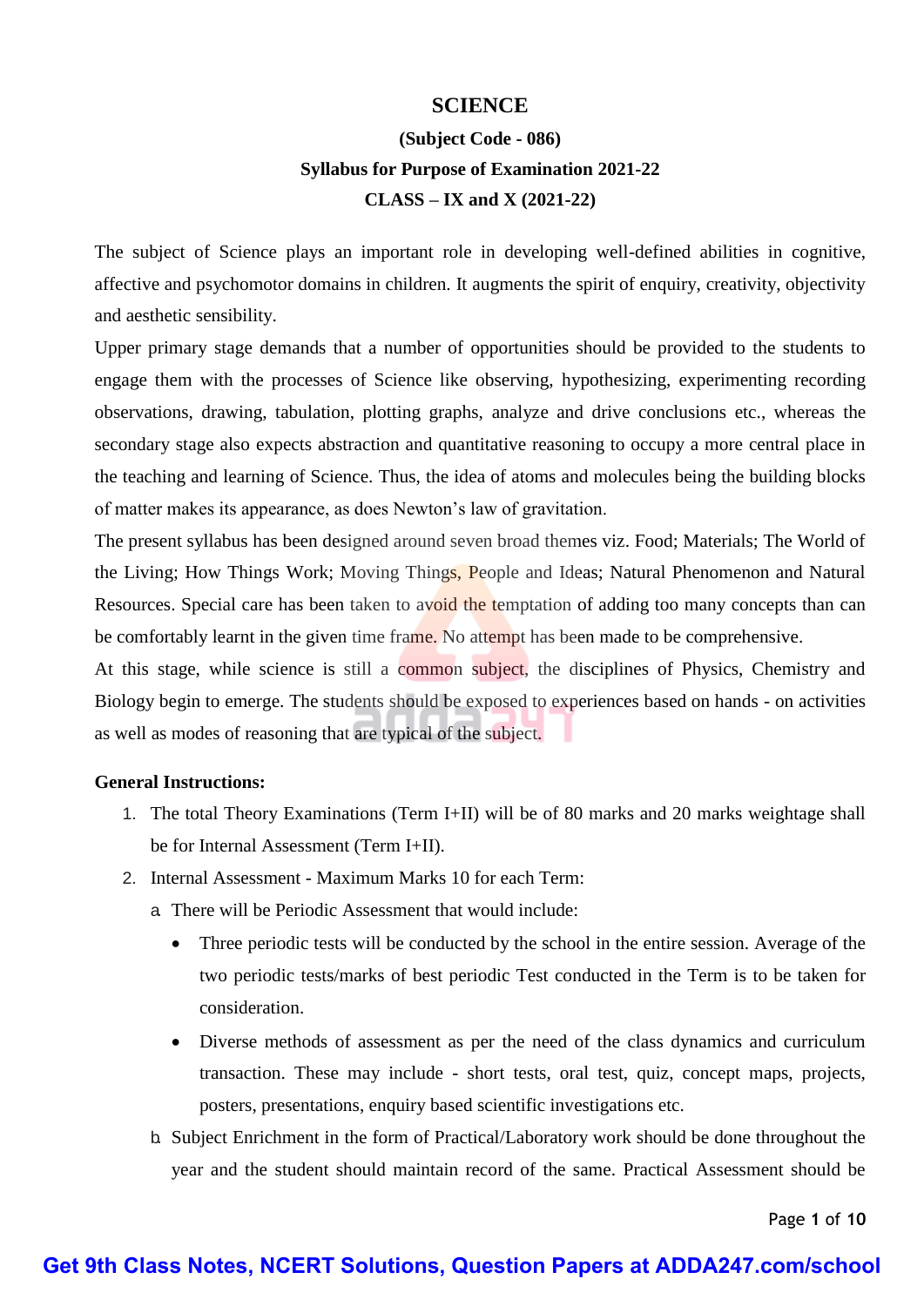# SCIENCE

## (Subject Code - 086)

## Syllabus for Purpose of Examination 2021-22

## CLASS – IX and X (2021-22)

The subject of Science plays an important role in developing well-defined abilities in cognitive, affective and psychomotor domains in children. It augments the spirit of enquiry, creativity, objectivity and aesthetic sensibility.

Upper primary stage demands that a number of opportunities should be provided to the students to engage them with the processes of Science like observing, hypothesizing, experimenting recording observations, drawing, tabulation, plotting graphs, analyze and drive conclusions etc., whereas the secondary stage also expects abstraction and quantitative reasoning to occupy a more central place in the teaching and learning of Science. Thus, the idea of atoms and molecules being the building blocks of matter makes its appearance, as does Newton's law of gravitation.

The present syllabus has been designed around seven broad themes viz. Food; Materials; The World of the Living; How Things Work; Moving Things, People and Ideas; Natural Phenomenon and Natural Resources. Special care has been taken to avoid the temptation of adding too many concepts than can be comfortably learnt in the given time frame. No attempt has been made to be comprehensive.

At this stage, while science is still a common subject, the disciplines of Physics, Chemistry and Biology begin to emerge. The students should be exposed to experiences based on hands - on activities as well as modes of reasoning that are typical of the subject.

**General Instructions:**

1. The total Theory Examinations (Term I+II) will be of 80 marks and 20 marks weightage shall be for Internal Assessment (Term I+II).
2. Internal Assessment - Maximum Marks 10 for each Term:
   a. There will be Periodic Assessment that would include:
      - Three periodic tests will be conducted by the school in the entire session. Average of the two periodic tests/marks of best periodic Test conducted in the Term is to be taken for consideration.
      - Diverse methods of assessment as per the need of the class dynamics and curriculum transaction. These may include - short tests, oral test, quiz, concept maps, projects, posters, presentations, enquiry based scientific investigations etc.

   b. Subject Enrichment in the form of Practical/Laboratory work should be done throughout the year and the student should maintain record of the same. Practical Assessment should be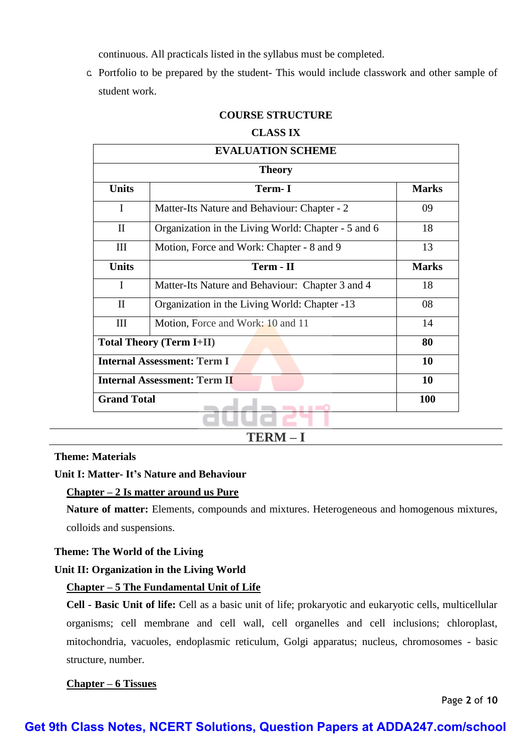continuous. All practicals listed in the syllabus must be completed.

c. Portfolio to be prepared by the student- This would include classwork and other sample of student work.

## COURSE STRUCTURE

## CLASS IX

| EVALUATION SCHEME | | |
|---|---|---|
| **Theory** | | |
| **Units** | **Term- I** | **Marks** |
| I | Matter-Its Nature and Behaviour: Chapter - 2 | 09 |
| II | Organization in the Living World: Chapter - 5 and 6 | 18 |
| III | Motion, Force and Work: Chapter - 8 and 9 | 13 |
| **Units** | **Term - II** | **Marks** |
| I | Matter-Its Nature and Behaviour: Chapter 3 and 4 | 18 |
| II | Organization in the Living World: Chapter -13 | 08 |
| III | Motion, Force and Work: 10 and 11 | 14 |
| **Total Theory (Term I+II)** | | **80** |
| **Internal Assessment: Term I** | | **10** |
| **Internal Assessment: Term II** | | **10** |
| **Grand Total** | | **100** |

## TERM – I

**Theme: Materials**

**Unit I: Matter- It's Nature and Behaviour**

**Chapter – 2 Is matter around us Pure**

**Nature of matter:** Elements, compounds and mixtures. Heterogeneous and homogenous mixtures, colloids and suspensions.

**Theme: The World of the Living**

**Unit II: Organization in the Living World**

**Chapter – 5 The Fundamental Unit of Life**

**Cell - Basic Unit of life:** Cell as a basic unit of life; prokaryotic and eukaryotic cells, multicellular organisms; cell membrane and cell wall, cell organelles and cell inclusions; chloroplast, mitochondria, vacuoles, endoplasmic reticulum, Golgi apparatus; nucleus, chromosomes - basic structure, number.

**Chapter – 6 Tissues**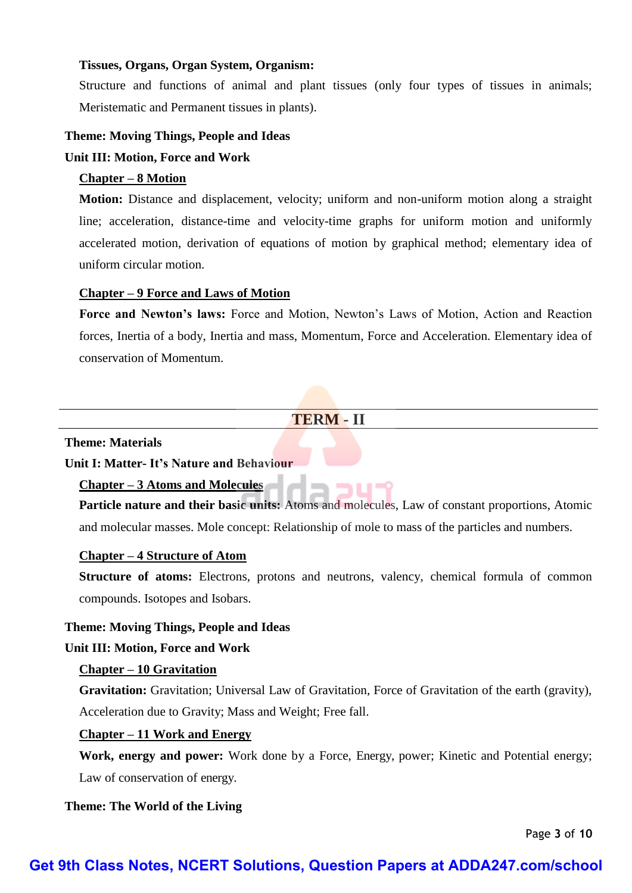**Tissues, Organs, Organ System, Organism:**

Structure and functions of animal and plant tissues (only four types of tissues in animals; Meristematic and Permanent tissues in plants).

**Theme: Moving Things, People and Ideas**

**Unit III: Motion, Force and Work**

**Chapter – 8 Motion**

**Motion:** Distance and displacement, velocity; uniform and non-uniform motion along a straight line; acceleration, distance-time and velocity-time graphs for uniform motion and uniformly accelerated motion, derivation of equations of motion by graphical method; elementary idea of uniform circular motion.

**Chapter – 9 Force and Laws of Motion**

**Force and Newton's laws:** Force and Motion, Newton's Laws of Motion, Action and Reaction forces, Inertia of a body, Inertia and mass, Momentum, Force and Acceleration. Elementary idea of conservation of Momentum.

---

## TERM - II

---

**Theme: Materials**

**Unit I: Matter- It's Nature and Behaviour**

**Chapter – 3 Atoms and Molecules**

**Particle nature and their basic units:** Atoms and molecules, Law of constant proportions, Atomic and molecular masses. Mole concept: Relationship of mole to mass of the particles and numbers.

**Chapter – 4 Structure of Atom**

**Structure of atoms:** Electrons, protons and neutrons, valency, chemical formula of common compounds. Isotopes and Isobars.

**Theme: Moving Things, People and Ideas**

**Unit III: Motion, Force and Work**

**Chapter – 10 Gravitation**

**Gravitation:** Gravitation; Universal Law of Gravitation, Force of Gravitation of the earth (gravity), Acceleration due to Gravity; Mass and Weight; Free fall.

**Chapter – 11 Work and Energy**

**Work, energy and power:** Work done by a Force, Energy, power; Kinetic and Potential energy; Law of conservation of energy.

**Theme: The World of the Living**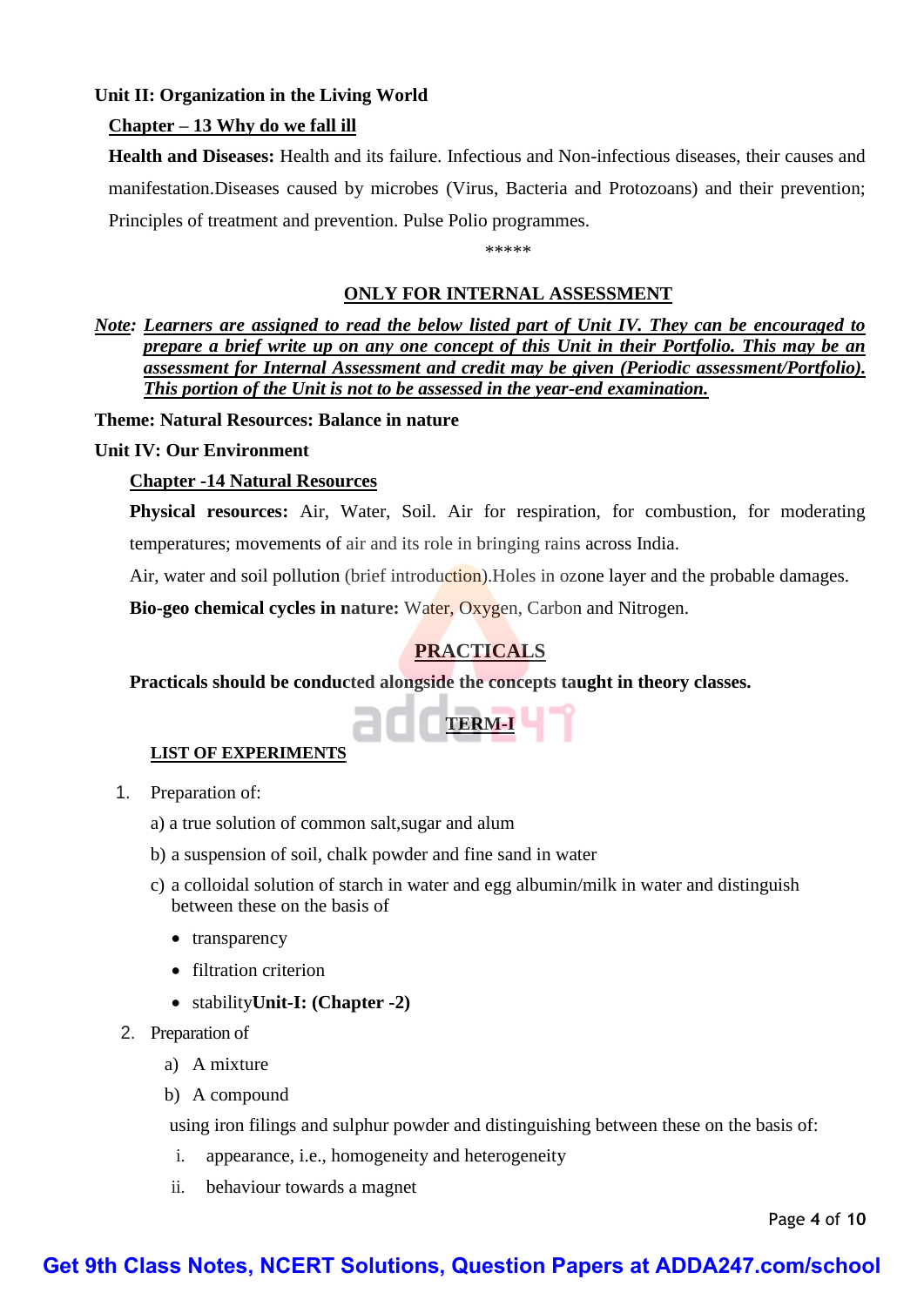**Unit II: Organization in the Living World**

**Chapter – 13 Why do we fall ill**

**Health and Diseases:** Health and its failure. Infectious and Non-infectious diseases, their causes and manifestation.Diseases caused by microbes (Virus, Bacteria and Protozoans) and their prevention; Principles of treatment and prevention. Pulse Polio programmes.

*****

**ONLY FOR INTERNAL ASSESSMENT**

***Note: Learners are assigned to read the below listed part of Unit IV. They can be encouraged to prepare a brief write up on any one concept of this Unit in their Portfolio. This may be an assessment for Internal Assessment and credit may be given (Periodic assessment/Portfolio). This portion of the Unit is not to be assessed in the year-end examination.***

**Theme: Natural Resources: Balance in nature**

**Unit IV: Our Environment**

**Chapter -14 Natural Resources**

**Physical resources:** Air, Water, Soil. Air for respiration, for combustion, for moderating temperatures; movements of air and its role in bringing rains across India.

Air, water and soil pollution (brief introduction).Holes in ozone layer and the probable damages.

**Bio-geo chemical cycles in nature:** Water, Oxygen, Carbon and Nitrogen.

## PRACTICALS

**Practicals should be conducted alongside the concepts taught in theory classes.**

### TERM-I

**LIST OF EXPERIMENTS**

1. Preparation of:

   a) a true solution of common salt,sugar and alum

   b) a suspension of soil, chalk powder and fine sand in water

   c) a colloidal solution of starch in water and egg albumin/milk in water and distinguish between these on the basis of

   - transparency
   - filtration criterion
   - stability**Unit-I: (Chapter -2)**

2. Preparation of

   a) A mixture

   b) A compound

   using iron filings and sulphur powder and distinguishing between these on the basis of:

   i. appearance, i.e., homogeneity and heterogeneity

   ii. behaviour towards a magnet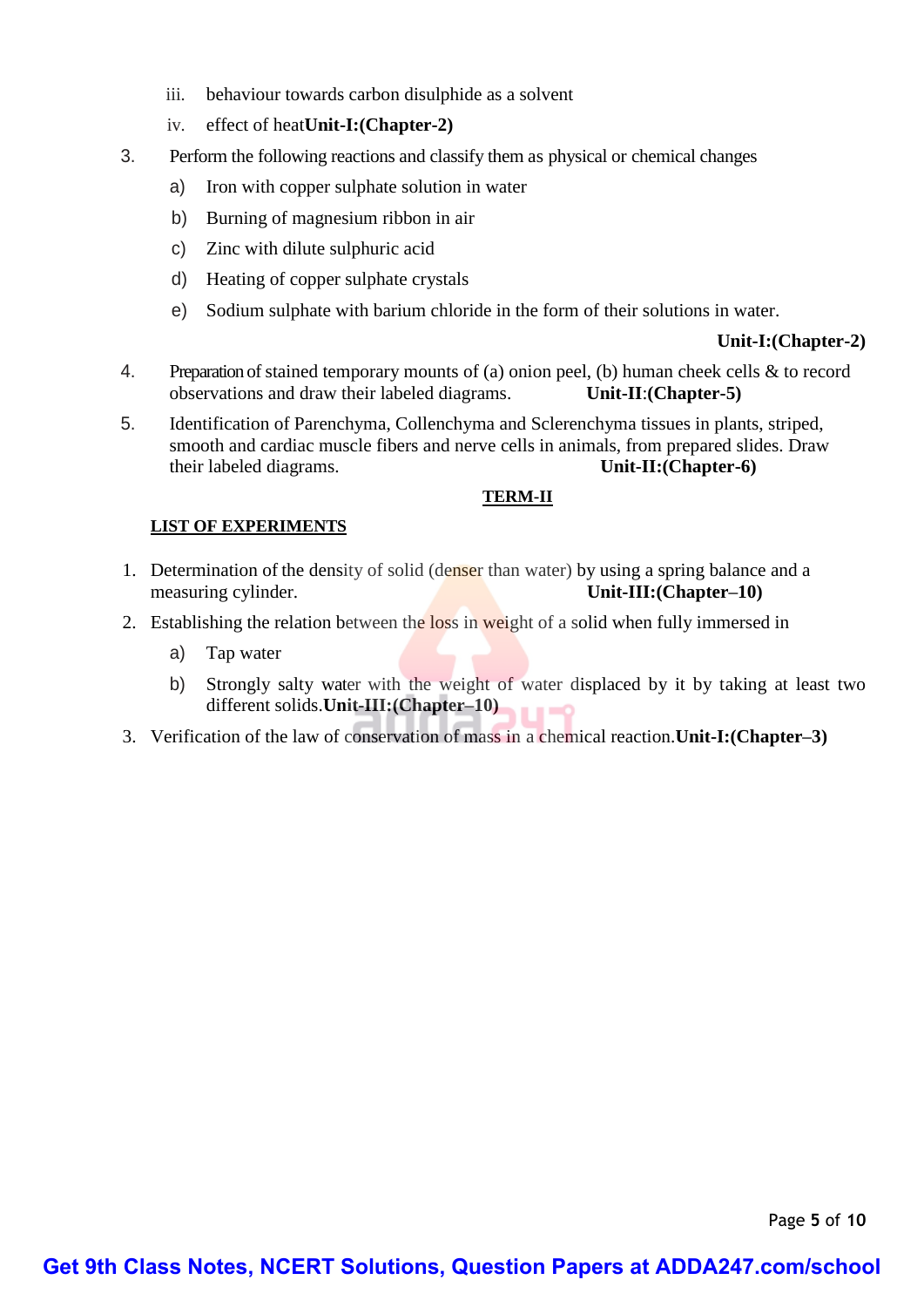iii. behaviour towards carbon disulphide as a solvent

iv. effect of heat**Unit-I:(Chapter-2)**

3. Perform the following reactions and classify them as physical or chemical changes
   a) Iron with copper sulphate solution in water
   b) Burning of magnesium ribbon in air
   c) Zinc with dilute sulphuric acid
   d) Heating of copper sulphate crystals
   e) Sodium sulphate with barium chloride in the form of their solutions in water.

   **Unit-I:(Chapter-2)**

4. Preparation of stained temporary mounts of (a) onion peel, (b) human cheek cells & to record observations and draw their labeled diagrams. **Unit-II:(Chapter-5)**

5. Identification of Parenchyma, Collenchyma and Sclerenchyma tissues in plants, striped, smooth and cardiac muscle fibers and nerve cells in animals, from prepared slides. Draw their labeled diagrams. **Unit-II:(Chapter-6)**

## TERM-II

**LIST OF EXPERIMENTS**

1. Determination of the density of solid (denser than water) by using a spring balance and a measuring cylinder. **Unit-III:(Chapter–10)**
2. Establishing the relation between the loss in weight of a solid when fully immersed in
   a) Tap water
   b) Strongly salty water with the weight of water displaced by it by taking at least two different solids.**Unit-III:(Chapter–10)**
3. Verification of the law of conservation of mass in a chemical reaction.**Unit-I:(Chapter–3)**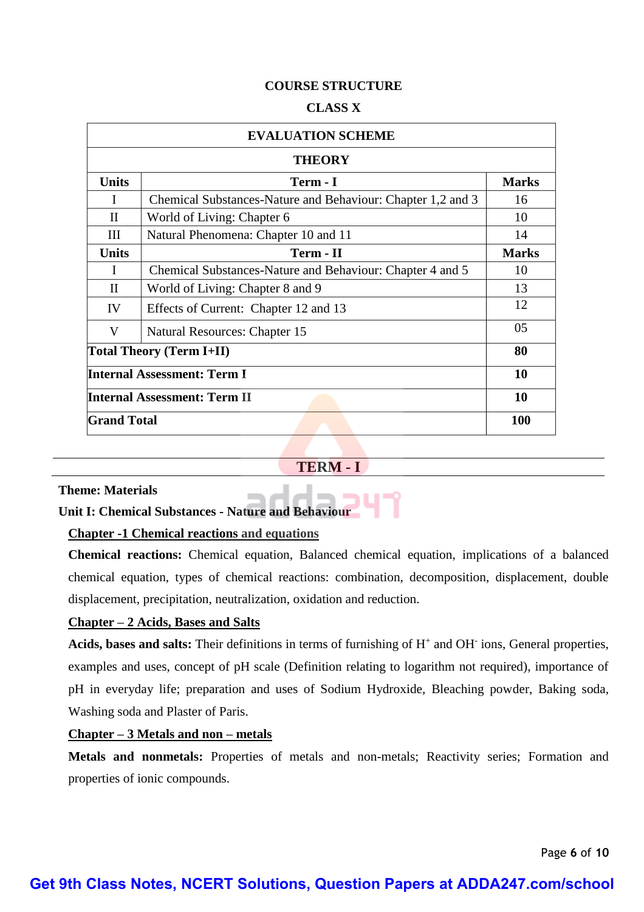## COURSE STRUCTURE

## CLASS X

| EVALUATION SCHEME | | |
|---|---|---|
| **THEORY** | | |
| **Units** | **Term - I** | **Marks** |
| I | Chemical Substances-Nature and Behaviour: Chapter 1,2 and 3 | 16 |
| II | World of Living: Chapter 6 | 10 |
| III | Natural Phenomena: Chapter 10 and 11 | 14 |
| **Units** | **Term - II** | **Marks** |
| I | Chemical Substances-Nature and Behaviour: Chapter 4 and 5 | 10 |
| II | World of Living: Chapter 8 and 9 | 13 |
| IV | Effects of Current: Chapter 12 and 13 | 12 |
| V | Natural Resources: Chapter 15 | 05 |
| **Total Theory (Term I+II)** | | **80** |
| **Internal Assessment: Term I** | | **10** |
| **Internal Assessment: Term II** | | **10** |
| **Grand Total** | | **100** |

## TERM - I

**Theme: Materials**

**Unit I: Chemical Substances - Nature and Behaviour**

**Chapter -1 Chemical reactions and equations**

**Chemical reactions:** Chemical equation, Balanced chemical equation, implications of a balanced chemical equation, types of chemical reactions: combination, decomposition, displacement, double displacement, precipitation, neutralization, oxidation and reduction.

**Chapter – 2 Acids, Bases and Salts**

**Acids, bases and salts:** Their definitions in terms of furnishing of $H^+$ and $OH^-$ ions, General properties, examples and uses, concept of pH scale (Definition relating to logarithm not required), importance of pH in everyday life; preparation and uses of Sodium Hydroxide, Bleaching powder, Baking soda, Washing soda and Plaster of Paris.

**Chapter – 3 Metals and non – metals**

**Metals and nonmetals:** Properties of metals and non-metals; Reactivity series; Formation and properties of ionic compounds.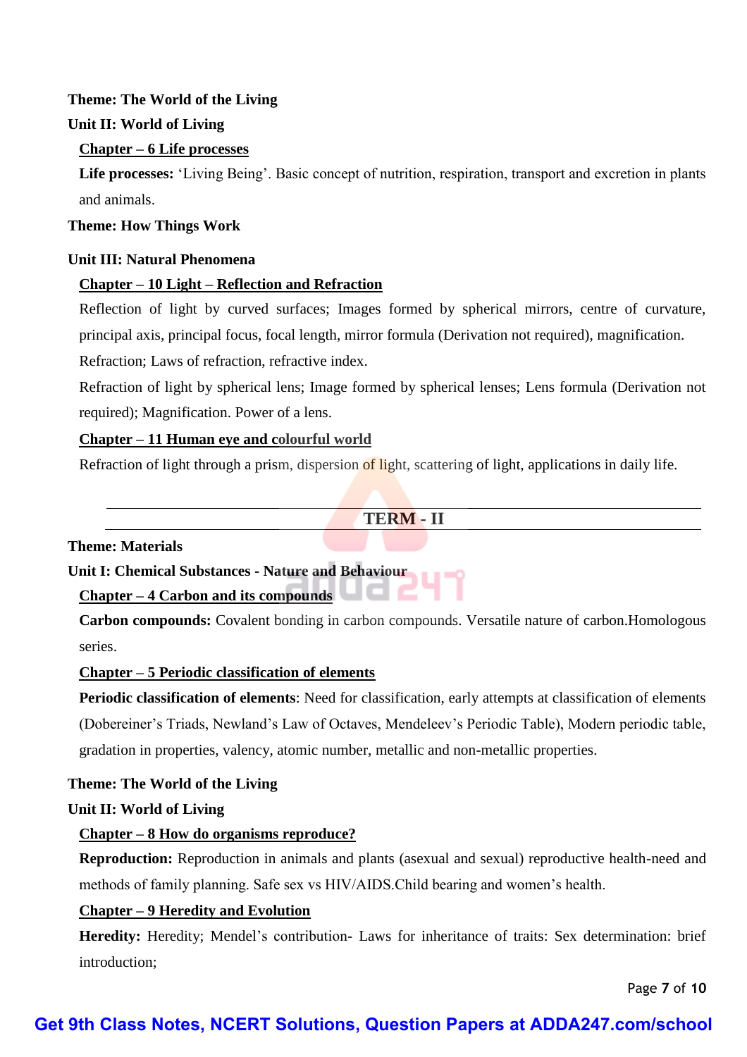**Theme: The World of the Living**

**Unit II: World of Living**

**Chapter – 6 Life processes**

**Life processes:** 'Living Being'. Basic concept of nutrition, respiration, transport and excretion in plants and animals.

**Theme: How Things Work**

**Unit III: Natural Phenomena**

**Chapter – 10 Light – Reflection and Refraction**

Reflection of light by curved surfaces; Images formed by spherical mirrors, centre of curvature, principal axis, principal focus, focal length, mirror formula (Derivation not required), magnification.

Refraction; Laws of refraction, refractive index.

Refraction of light by spherical lens; Image formed by spherical lenses; Lens formula (Derivation not required); Magnification. Power of a lens.

**Chapter – 11 Human eye and colourful world**

Refraction of light through a prism, dispersion of light, scattering of light, applications in daily life.

---

## TERM - II

---

**Theme: Materials**

**Unit I: Chemical Substances - Nature and Behaviour**

**Chapter – 4 Carbon and its compounds**

**Carbon compounds:** Covalent bonding in carbon compounds. Versatile nature of carbon.Homologous series.

**Chapter – 5 Periodic classification of elements**

**Periodic classification of elements**: Need for classification, early attempts at classification of elements (Dobereiner's Triads, Newland's Law of Octaves, Mendeleev's Periodic Table), Modern periodic table, gradation in properties, valency, atomic number, metallic and non-metallic properties.

**Theme: The World of the Living**

**Unit II: World of Living**

**Chapter – 8 How do organisms reproduce?**

**Reproduction:** Reproduction in animals and plants (asexual and sexual) reproductive health-need and methods of family planning. Safe sex vs HIV/AIDS.Child bearing and women's health.

**Chapter – 9 Heredity and Evolution**

**Heredity:** Heredity; Mendel's contribution- Laws for inheritance of traits: Sex determination: brief introduction;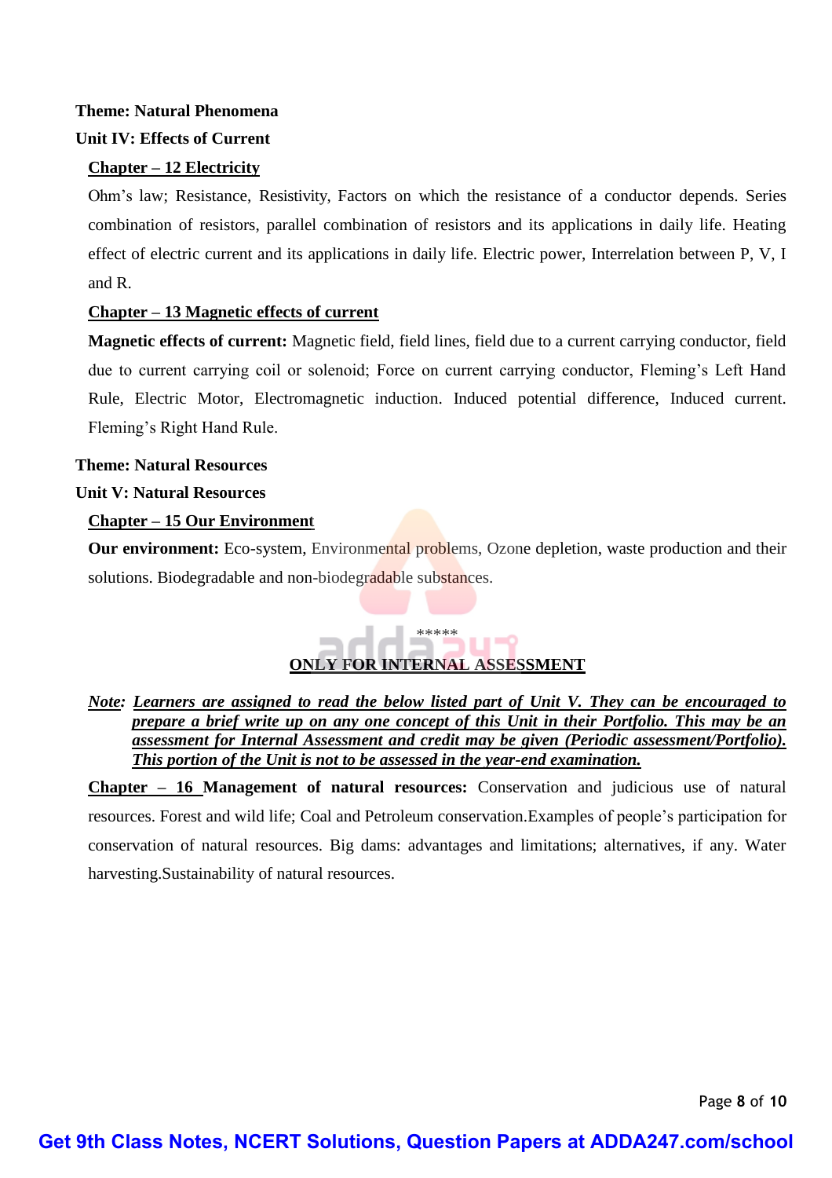**Theme: Natural Phenomena**

**Unit IV: Effects of Current**

**Chapter – 12 Electricity**

Ohm's law; Resistance, Resistivity, Factors on which the resistance of a conductor depends. Series combination of resistors, parallel combination of resistors and its applications in daily life. Heating effect of electric current and its applications in daily life. Electric power, Interrelation between P, V, I and R.

**Chapter – 13 Magnetic effects of current**

**Magnetic effects of current:** Magnetic field, field lines, field due to a current carrying conductor, field due to current carrying coil or solenoid; Force on current carrying conductor, Fleming's Left Hand Rule, Electric Motor, Electromagnetic induction. Induced potential difference, Induced current. Fleming's Right Hand Rule.

**Theme: Natural Resources**

**Unit V: Natural Resources**

**Chapter – 15 Our Environment**

**Our environment:** Eco-system, Environmental problems, Ozone depletion, waste production and their solutions. Biodegradable and non-biodegradable substances.

*****

**ONLY FOR INTERNAL ASSESSMENT**

***Note:* Learners are assigned to read the below listed part of Unit V. They can be encouraged to prepare a brief write up on any one concept of this Unit in their Portfolio. This may be an assessment for Internal Assessment and credit may be given (Periodic assessment/Portfolio). This portion of the Unit is not to be assessed in the year-end examination.**

**Chapter – 16 Management of natural resources:** Conservation and judicious use of natural resources. Forest and wild life; Coal and Petroleum conservation.Examples of people's participation for conservation of natural resources. Big dams: advantages and limitations; alternatives, if any. Water harvesting.Sustainability of natural resources.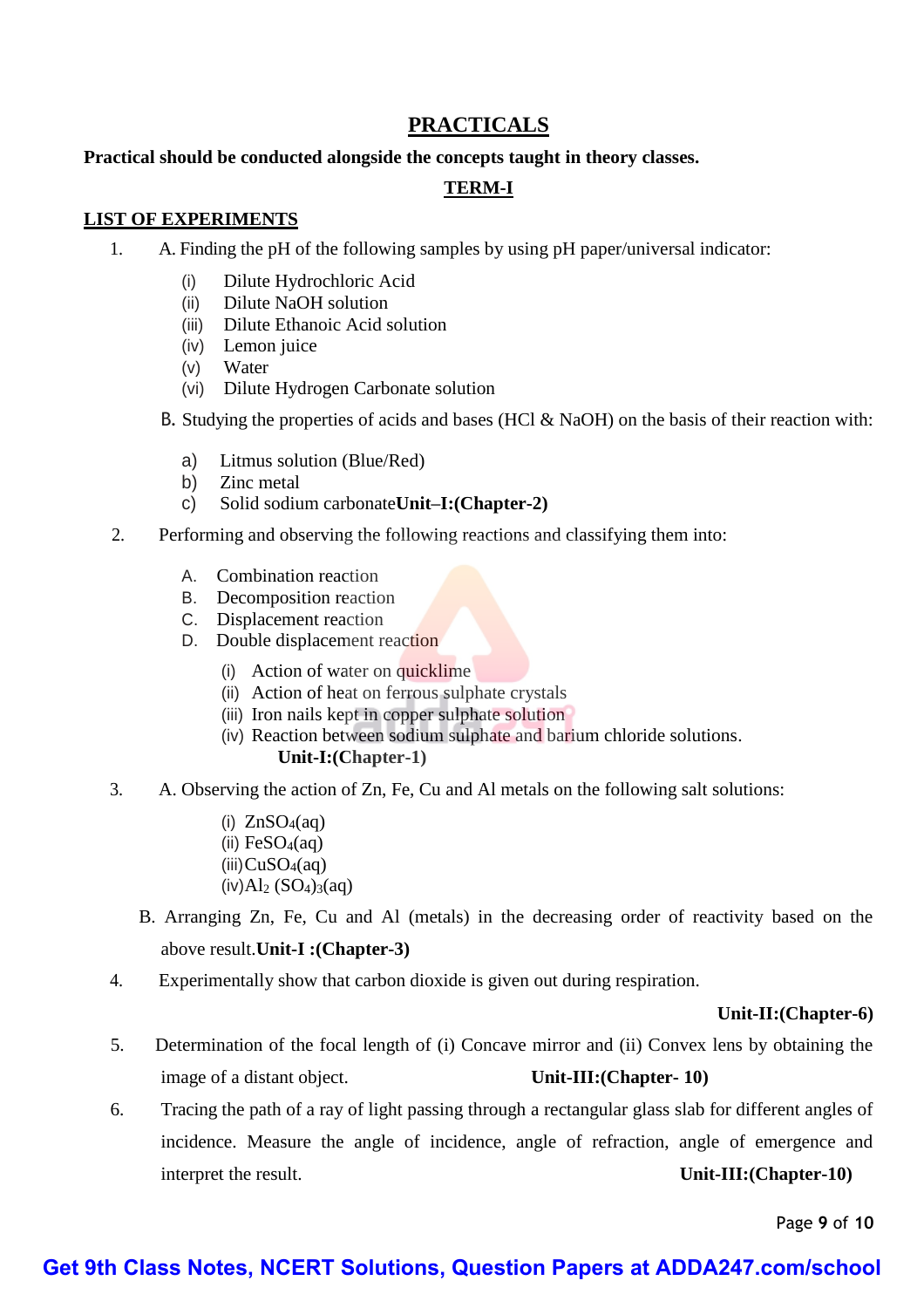# PRACTICALS

**Practical should be conducted alongside the concepts taught in theory classes.**

## TERM-I

**LIST OF EXPERIMENTS**

1. A. Finding the pH of the following samples by using pH paper/universal indicator:

   (i) Dilute Hydrochloric Acid
   (ii) Dilute NaOH solution
   (iii) Dilute Ethanoic Acid solution
   (iv) Lemon juice
   (v) Water
   (vi) Dilute Hydrogen Carbonate solution

   B. Studying the properties of acids and bases (HCl & NaOH) on the basis of their reaction with:

   a) Litmus solution (Blue/Red)
   b) Zinc metal
   c) Solid sodium carbonate **Unit–I:(Chapter-2)**

2. Performing and observing the following reactions and classifying them into:

   A. Combination reaction
   B. Decomposition reaction
   C. Displacement reaction
   D. Double displacement reaction

   (i) Action of water on quicklime
   (ii) Action of heat on ferrous sulphate crystals
   (iii) Iron nails kept in copper sulphate solution
   (iv) Reaction between sodium sulphate and barium chloride solutions.

   **Unit-I:(Chapter-1)**

3. A. Observing the action of Zn, Fe, Cu and Al metals on the following salt solutions:

   (i) $ZnSO_4(aq)$
   (ii) $FeSO_4(aq)$
   (iii) $CuSO_4(aq)$
   (iv) $Al_2(SO_4)_3(aq)$

   B. Arranging Zn, Fe, Cu and Al (metals) in the decreasing order of reactivity based on the above result. **Unit-I :(Chapter-3)**

4. Experimentally show that carbon dioxide is given out during respiration.

   **Unit-II:(Chapter-6)**

5. Determination of the focal length of (i) Concave mirror and (ii) Convex lens by obtaining the image of a distant object. **Unit-III:(Chapter- 10)**

6. Tracing the path of a ray of light passing through a rectangular glass slab for different angles of incidence. Measure the angle of incidence, angle of refraction, angle of emergence and interpret the result. **Unit-III:(Chapter-10)**

**Get 9th Class Notes, NCERT Solutions, Question Papers at ADDA247.com/school**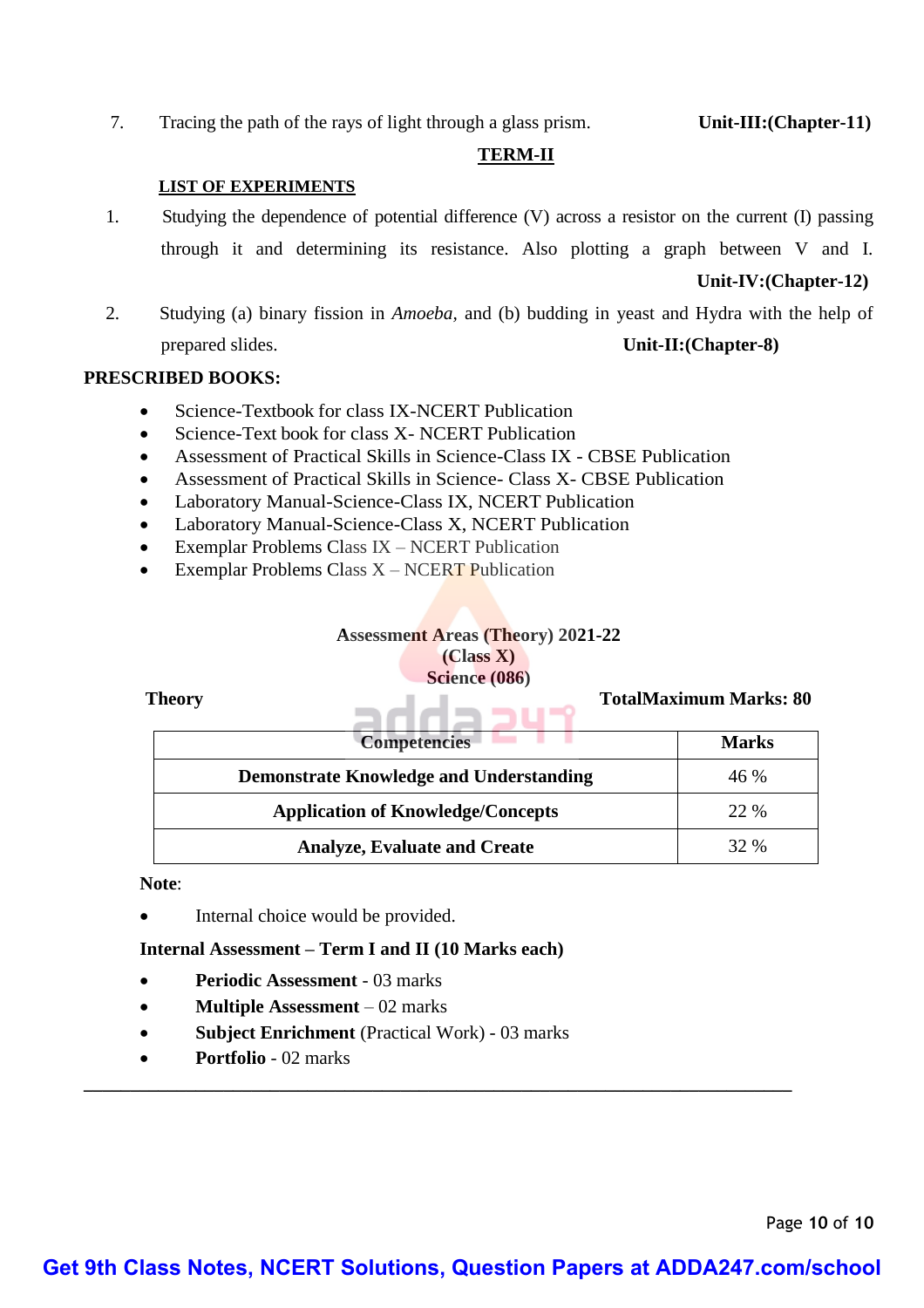7. Tracing the path of the rays of light through a glass prism. **Unit-III:(Chapter-11)**

## TERM-II

**LIST OF EXPERIMENTS**

1. Studying the dependence of potential difference (V) across a resistor on the current (I) passing through it and determining its resistance. Also plotting a graph between V and I. **Unit-IV:(Chapter-12)**
2. Studying (a) binary fission in *Amoeba*, and (b) budding in yeast and Hydra with the help of prepared slides. **Unit-II:(Chapter-8)**

**PRESCRIBED BOOKS:**

- Science-Textbook for class IX-NCERT Publication
- Science-Text book for class X- NCERT Publication
- Assessment of Practical Skills in Science-Class IX - CBSE Publication
- Assessment of Practical Skills in Science- Class X- CBSE Publication
- Laboratory Manual-Science-Class IX, NCERT Publication
- Laboratory Manual-Science-Class X, NCERT Publication
- Exemplar Problems Class IX – NCERT Publication
- Exemplar Problems Class X – NCERT Publication

**Assessment Areas (Theory) 2021-22**
**(Class X)**
**Science (086)**

**Theory** **TotalMaximum Marks: 80**

| Competencies | Marks |
|---|---|
| **Demonstrate Knowledge and Understanding** | 46 % |
| **Application of Knowledge/Concepts** | 22 % |
| **Analyze, Evaluate and Create** | 32 % |

**Note**:

- Internal choice would be provided.

**Internal Assessment – Term I and II (10 Marks each)**

- **Periodic Assessment** - 03 marks
- **Multiple Assessment** – 02 marks
- **Subject Enrichment** (Practical Work) - 03 marks
- **Portfolio** - 02 marks